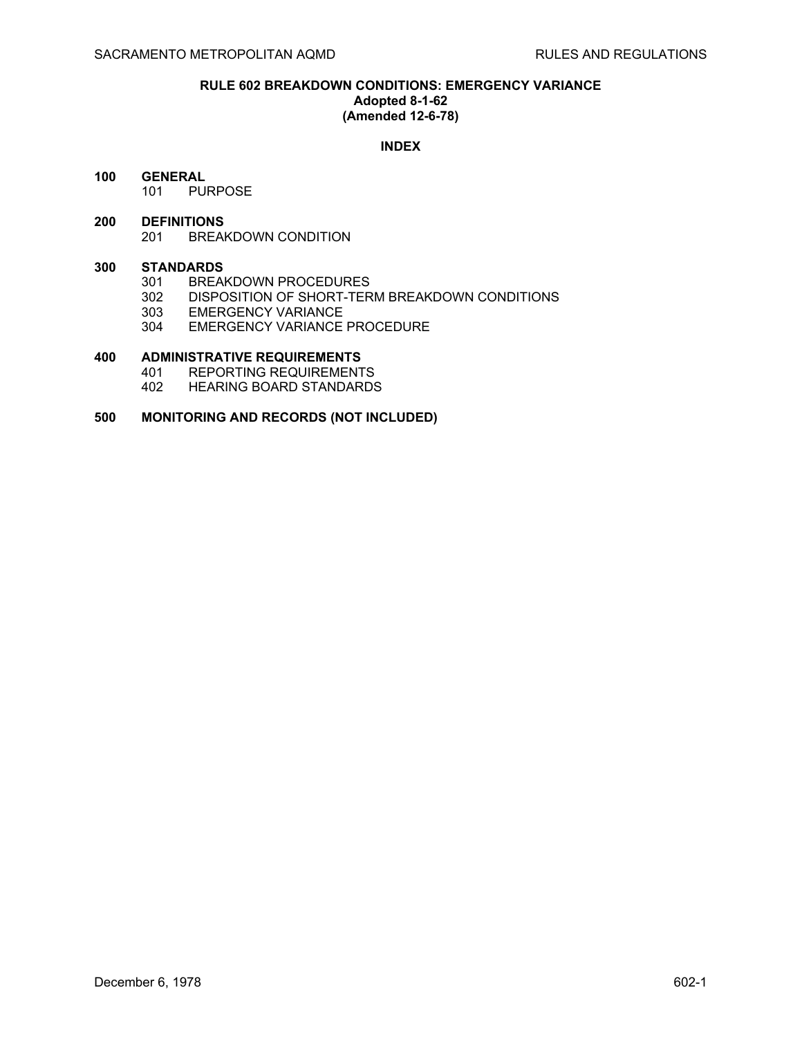# RULE 602 BREAKDOWN CONDITIONS: EMERGENCY VARIANCE

**Adopted 8-1-62**
**(Amended 12-6-78)**

## INDEX

**100 GENERAL**
- 101 PURPOSE

**200 DEFINITIONS**
- 201 BREAKDOWN CONDITION

**300 STANDARDS**
- 301 BREAKDOWN PROCEDURES
- 302 DISPOSITION OF SHORT-TERM BREAKDOWN CONDITIONS
- 303 EMERGENCY VARIANCE
- 304 EMERGENCY VARIANCE PROCEDURE

**400 ADMINISTRATIVE REQUIREMENTS**
- 401 REPORTING REQUIREMENTS
- 402 HEARING BOARD STANDARDS

**500 MONITORING AND RECORDS (NOT INCLUDED)**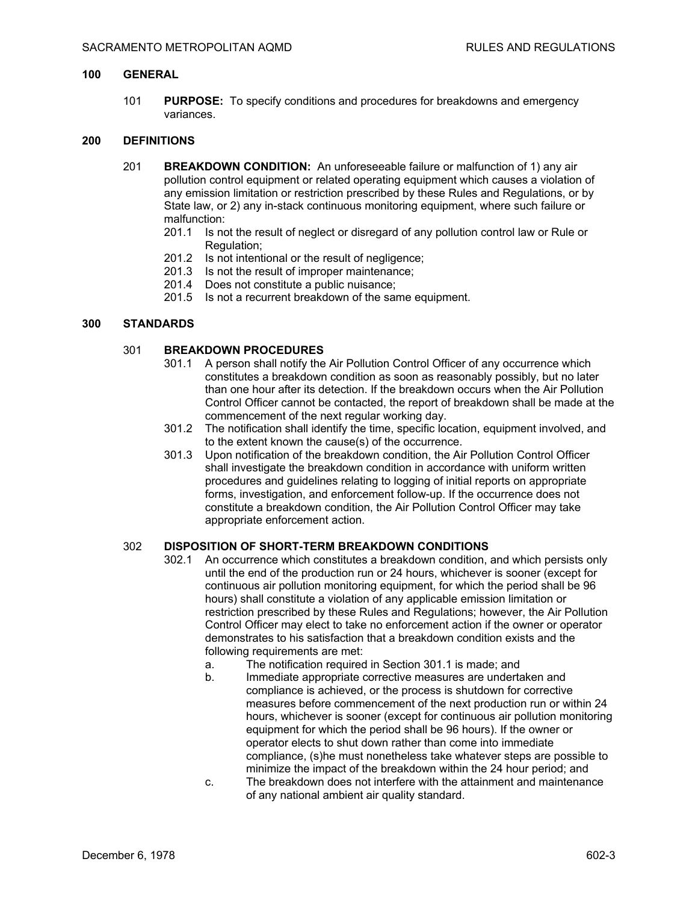## 100 GENERAL

101 **PURPOSE:** To specify conditions and procedures for breakdowns and emergency variances.

## 200 DEFINITIONS

201 **BREAKDOWN CONDITION:** An unforeseeable failure or malfunction of 1) any air pollution control equipment or related operating equipment which causes a violation of any emission limitation or restriction prescribed by these Rules and Regulations, or by State law, or 2) any in-stack continuous monitoring equipment, where such failure or malfunction:

- 201.1 Is not the result of neglect or disregard of any pollution control law or Rule or Regulation;
- 201.2 Is not intentional or the result of negligence;
- 201.3 Is not the result of improper maintenance;
- 201.4 Does not constitute a public nuisance;
- 201.5 Is not a recurrent breakdown of the same equipment.

## 300 STANDARDS

### 301 BREAKDOWN PROCEDURES

301.1 A person shall notify the Air Pollution Control Officer of any occurrence which constitutes a breakdown condition as soon as reasonably possibly, but no later than one hour after its detection. If the breakdown occurs when the Air Pollution Control Officer cannot be contacted, the report of breakdown shall be made at the commencement of the next regular working day.

301.2 The notification shall identify the time, specific location, equipment involved, and to the extent known the cause(s) of the occurrence.

301.3 Upon notification of the breakdown condition, the Air Pollution Control Officer shall investigate the breakdown condition in accordance with uniform written procedures and guidelines relating to logging of initial reports on appropriate forms, investigation, and enforcement follow-up. If the occurrence does not constitute a breakdown condition, the Air Pollution Control Officer may take appropriate enforcement action.

### 302 DISPOSITION OF SHORT-TERM BREAKDOWN CONDITIONS

302.1 An occurrence which constitutes a breakdown condition, and which persists only until the end of the production run or 24 hours, whichever is sooner (except for continuous air pollution monitoring equipment, for which the period shall be 96 hours) shall constitute a violation of any applicable emission limitation or restriction prescribed by these Rules and Regulations; however, the Air Pollution Control Officer may elect to take no enforcement action if the owner or operator demonstrates to his satisfaction that a breakdown condition exists and the following requirements are met:

a. The notification required in Section 301.1 is made; and

b. Immediate appropriate corrective measures are undertaken and compliance is achieved, or the process is shutdown for corrective measures before commencement of the next production run or within 24 hours, whichever is sooner (except for continuous air pollution monitoring equipment for which the period shall be 96 hours). If the owner or operator elects to shut down rather than come into immediate compliance, (s)he must nonetheless take whatever steps are possible to minimize the impact of the breakdown within the 24 hour period; and

c. The breakdown does not interfere with the attainment and maintenance of any national ambient air quality standard.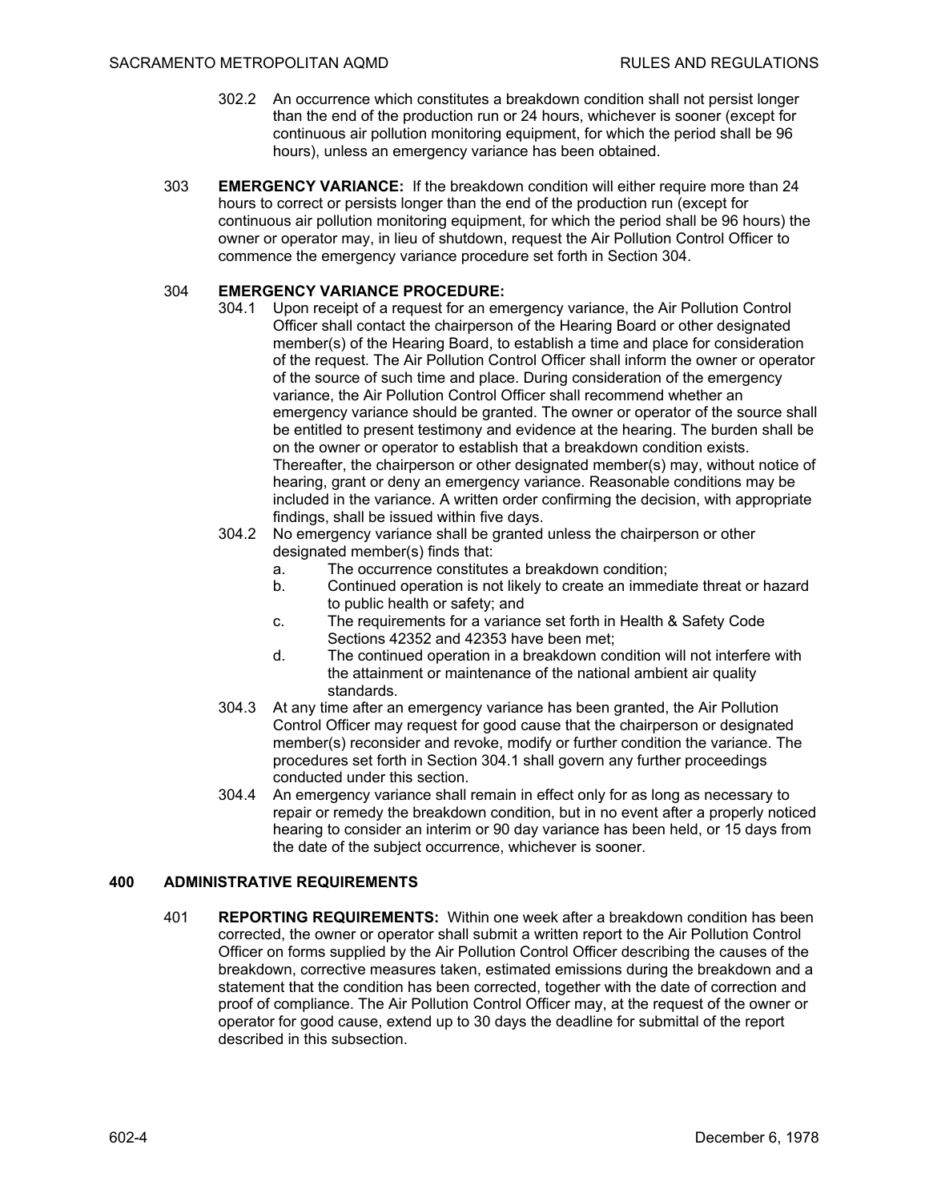302.2 An occurrence which constitutes a breakdown condition shall not persist longer than the end of the production run or 24 hours, whichever is sooner (except for continuous air pollution monitoring equipment, for which the period shall be 96 hours), unless an emergency variance has been obtained.

303 **EMERGENCY VARIANCE:** If the breakdown condition will either require more than 24 hours to correct or persists longer than the end of the production run (except for continuous air pollution monitoring equipment, for which the period shall be 96 hours) the owner or operator may, in lieu of shutdown, request the Air Pollution Control Officer to commence the emergency variance procedure set forth in Section 304.

304 **EMERGENCY VARIANCE PROCEDURE:**

304.1 Upon receipt of a request for an emergency variance, the Air Pollution Control Officer shall contact the chairperson of the Hearing Board or other designated member(s) of the Hearing Board, to establish a time and place for consideration of the request. The Air Pollution Control Officer shall inform the owner or operator of the source of such time and place. During consideration of the emergency variance, the Air Pollution Control Officer shall recommend whether an emergency variance should be granted. The owner or operator of the source shall be entitled to present testimony and evidence at the hearing. The burden shall be on the owner or operator to establish that a breakdown condition exists. Thereafter, the chairperson or other designated member(s) may, without notice of hearing, grant or deny an emergency variance. Reasonable conditions may be included in the variance. A written order confirming the decision, with appropriate findings, shall be issued within five days.

304.2 No emergency variance shall be granted unless the chairperson or other designated member(s) finds that:

a. The occurrence constitutes a breakdown condition;
b. Continued operation is not likely to create an immediate threat or hazard to public health or safety; and
c. The requirements for a variance set forth in Health & Safety Code Sections 42352 and 42353 have been met;
d. The continued operation in a breakdown condition will not interfere with the attainment or maintenance of the national ambient air quality standards.

304.3 At any time after an emergency variance has been granted, the Air Pollution Control Officer may request for good cause that the chairperson or designated member(s) reconsider and revoke, modify or further condition the variance. The procedures set forth in Section 304.1 shall govern any further proceedings conducted under this section.

304.4 An emergency variance shall remain in effect only for as long as necessary to repair or remedy the breakdown condition, but in no event after a properly noticed hearing to consider an interim or 90 day variance has been held, or 15 days from the date of the subject occurrence, whichever is sooner.

## 400 ADMINISTRATIVE REQUIREMENTS

401 **REPORTING REQUIREMENTS:** Within one week after a breakdown condition has been corrected, the owner or operator shall submit a written report to the Air Pollution Control Officer on forms supplied by the Air Pollution Control Officer describing the causes of the breakdown, corrective measures taken, estimated emissions during the breakdown and a statement that the condition has been corrected, together with the date of correction and proof of compliance. The Air Pollution Control Officer may, at the request of the owner or operator for good cause, extend up to 30 days the deadline for submittal of the report described in this subsection.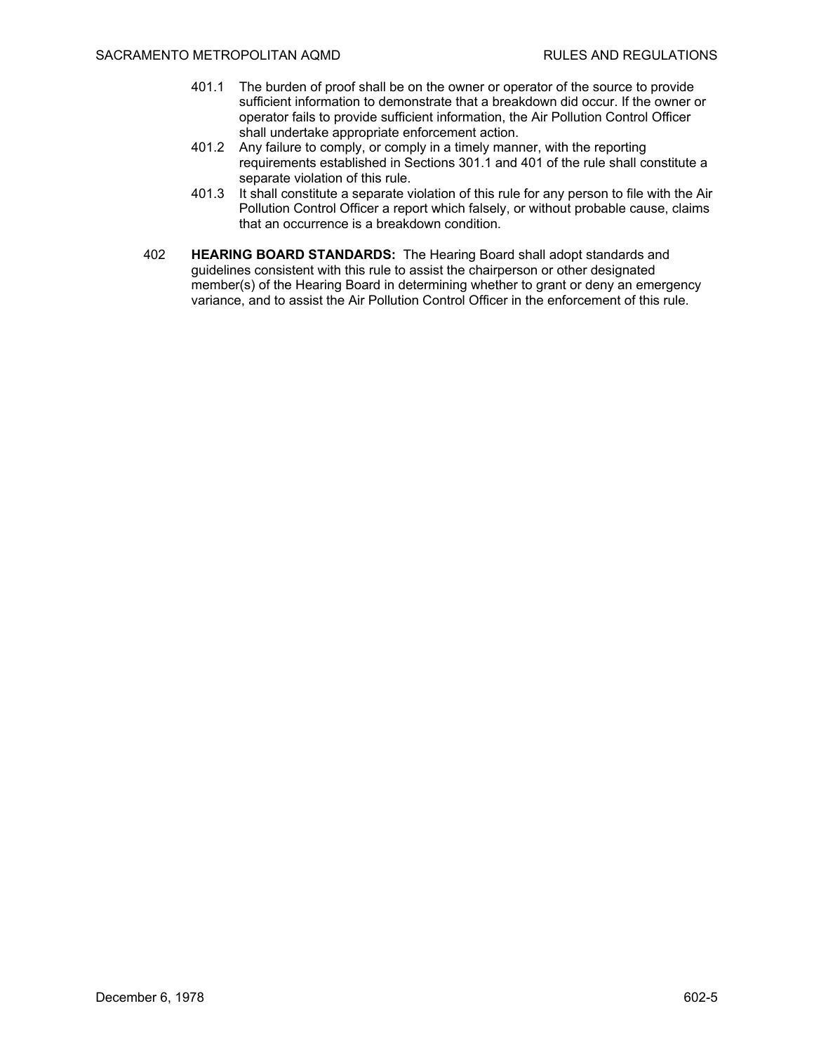401.1 The burden of proof shall be on the owner or operator of the source to provide sufficient information to demonstrate that a breakdown did occur. If the owner or operator fails to provide sufficient information, the Air Pollution Control Officer shall undertake appropriate enforcement action.

401.2 Any failure to comply, or comply in a timely manner, with the reporting requirements established in Sections 301.1 and 401 of the rule shall constitute a separate violation of this rule.

401.3 It shall constitute a separate violation of this rule for any person to file with the Air Pollution Control Officer a report which falsely, or without probable cause, claims that an occurrence is a breakdown condition.

402 **HEARING BOARD STANDARDS:** The Hearing Board shall adopt standards and guidelines consistent with this rule to assist the chairperson or other designated member(s) of the Hearing Board in determining whether to grant or deny an emergency variance, and to assist the Air Pollution Control Officer in the enforcement of this rule.